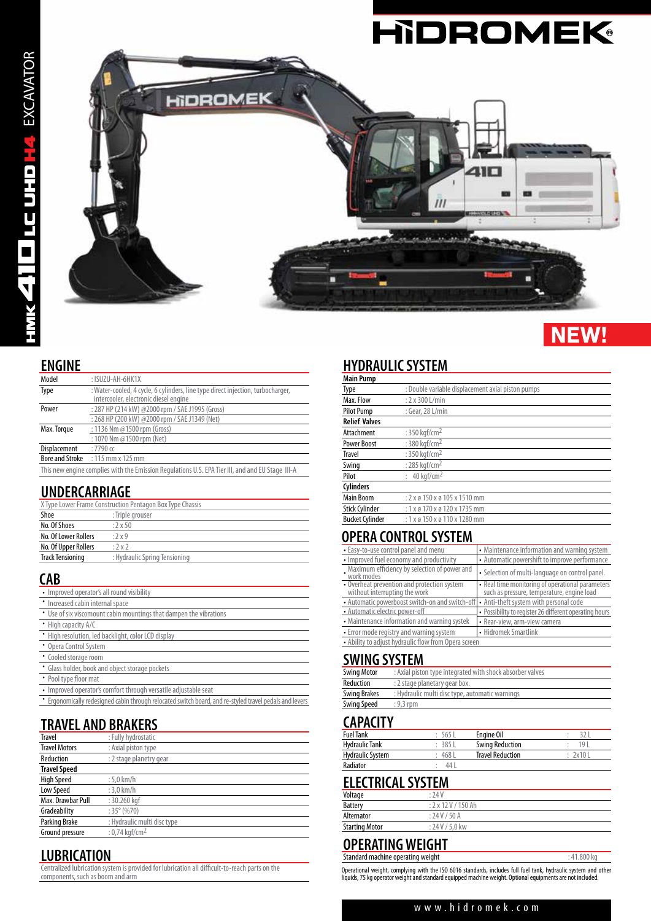# HMK 410 LC UHD H4 EXCAVATOR

HIDROMEK®

NEW!

## ENGINE

| | |
|---|---|
| Model | : ISUZU-AH-6HK1X |
| Type | : Water-cooled, 4 cycle, 6 cylinders, line type direct injection, turbocharger, intercooler, electronic diesel engine |
| Power | : 287 HP (214 kW) @2000 rpm / SAE J1995 (Gross) |
| | : 268 HP (200 kW) @2000 rpm / SAE J1349 (Net) |
| Max. Torque | : 1136 Nm @1500 rpm (Gross) |
| | : 1070 Nm @1500 rpm (Net) |
| Displacement | : 7790 cc |
| Bore and Stroke | : 115 mm x 125 mm |

This new engine complies with the Emission Regulations U.S. EPA Tier III, and and EU Stage III-A

## UNDERCARRIAGE

X Type Lower Frame Construction Pentagon Box Type Chassis

| | |
|---|---|
| Shoe | : Triple grouser |
| No. Of Shoes | : 2 x 50 |
| No. Of Lower Rollers | : 2 x 9 |
| No. Of Upper Rollers | : 2 x 2 |
| Track Tensioning | : Hydraulic Spring Tensioning |

## CAB

- Improved operator's all round visibility
- Increased cabin internal space
- Use of six viscomount cabin mountings that dampen the vibrations
- High capacity A/C
- High resolution, led backlight, color LCD display
- Opera Control System
- Cooled storage room
- Glass holder, book and object storage pockets
- Pool type floor mat
- Improved operator's comfort through versatile adjustable seat
- Ergonomically redesigned cabin through relocated switch board, and re-styled travel pedals and levers

## TRAVEL AND BRAKERS

| | |
|---|---|
| Travel | : Fully hydrostatic |
| Travel Motors | : Axial piston type |
| Reduction | : 2 stage planetry gear |
| **Travel Speed** | |
| High Speed | : 5,0 km/h |
| Low Speed | : 3,0 km/h |
| Max. Drawbar Pull | : 30.260 kgf |
| Gradeability | : 35° (%70) |
| Parking Brake | : Hydraulic multi disc type |
| Ground pressure | : 0,74 kgf/cm$^2$ |

## LUBRICATION

Centralized lubrication system is provided for lubrication all difficult-to-reach parts on the components, such as boom and arm

## HYDRAULIC SYSTEM

| | |
|---|---|
| **Main Pump** | |
| Type | : Double variable displacement axial piston pumps |
| Max. Flow | : 2 x 300 L/min |
| Pilot Pump | : Gear, 28 L/min |
| **Relief Valves** | |
| Attachment | : 350 kgf/cm$^2$ |
| Power Boost | : 380 kgf/cm$^2$ |
| Travel | : 350 kgf/cm$^2$ |
| Swing | : 285 kgf/cm$^2$ |
| Pilot | : 40 kgf/cm$^2$ |
| **Cylinders** | |
| Main Boom | : 2 x ø 150 x ø 105 x 1510 mm |
| Stick Cylinder | : 1 x ø 170 x ø 120 x 1735 mm |
| Bucket Cylinder | : 1 x ø 150 x ø 110 x 1280 mm |

## OPERA CONTROL SYSTEM

- Easy-to-use control panel and menu
- Improved fuel economy and productivity
- Maximum efficiency by selection of power and work modes
- Overheat prevention and protection system without interrupting the work
- Automatic powerboost switch-on and switch-off
- Automatic electric power-off
- Maintenance information and warning systek
- Error mode registry and warning system
- Ability to adjust hydraulic flow from Opera screen
- Maintenance information and warning system
- Automatic powershift to improve performance
- Selection of multi-language on control panel.
- Real time monitoring of operational parameters such as pressure, temperature, engine load
- Anti-theft system with personal code
- Possibility to register 26 different operating hours
- Rear-view, arm-view camera
- Hidromek Smartlink

## SWING SYSTEM

| | |
|---|---|
| Swing Motor | : Axial piston type integrated with shock absorber valves |
| Reduction | : 2 stage planetary gear box. |
| Swing Brakes | : Hydraulic multi disc type, automatic warnings |
| Swing Speed | : 9,3 rpm |

## CAPACITY

| | | | |
|---|---|---|---|
| Fuel Tank | : 565 L | Engine Oil | : 32 L |
| Hydraulic Tank | : 385 L | Swing Reduction | : 19 L |
| Hydraulic System | : 468 L | Travel Reduction | : 2x10 L |
| Radiator | : 44 L | | |

## ELECTRICAL SYSTEM

| | |
|---|---|
| Voltage | : 24 V |
| Battery | : 2 x 12 V / 150 Ah |
| Alternator | : 24 V / 50 A |
| Starting Motor | : 24 V / 5,0 kw |

## OPERATING WEIGHT

| | |
|---|---|
| Standard machine operating weight | : 41.800 kg |

Operational weight, complying with the ISO 6016 standards, includes full fuel tank, hydraulic system and other liquids, 75 kg operator weight and standard equipped machine weight. Optional equipments are not included.

www.hidromek.com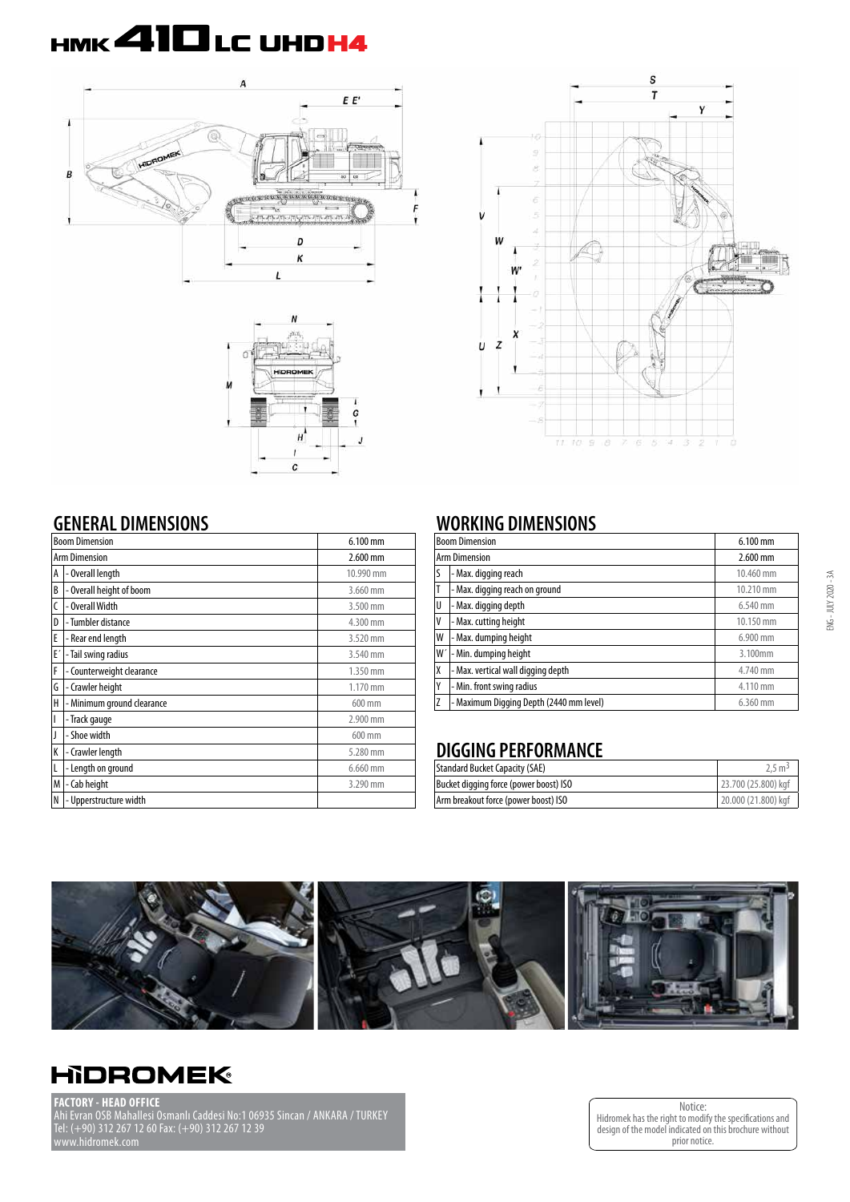# HMK 410 LC UHD H4

## GENERAL DIMENSIONS

| | | |
|---|---|---|
| Boom Dimension | | 6.100 mm |
| Arm Dimension | | 2.600 mm |
| A | - Overall length | 10.990 mm |
| B | - Overall height of boom | 3.660 mm |
| C | - Overall Width | 3.500 mm |
| D | - Tumbler distance | 4.300 mm |
| E | - Rear end length | 3.520 mm |
| E´ | - Tail swing radius | 3.540 mm |
| F | - Counterweight clearance | 1.350 mm |
| G | - Crawler height | 1.170 mm |
| H | - Minimum ground clearance | 600 mm |
| I | - Track gauge | 2.900 mm |
| J | - Shoe width | 600 mm |
| K | - Crawler length | 5.280 mm |
| L | - Length on ground | 6.660 mm |
| M | - Cab height | 3.290 mm |
| N | - Upperstructure width | |

## WORKING DIMENSIONS

| | | |
|---|---|---|
| Boom Dimension | | 6.100 mm |
| Arm Dimension | | 2.600 mm |
| S | - Max. digging reach | 10.460 mm |
| T | - Max. digging reach on ground | 10.210 mm |
| U | - Max. digging depth | 6.540 mm |
| V | - Max. cutting height | 10.150 mm |
| W | - Max. dumping height | 6.900 mm |
| W´ | - Min. dumping height | 3.100mm |
| X | - Max. vertical wall digging depth | 4.740 mm |
| Y | - Min. front swing radius | 4.110 mm |
| Z | - Maximum Digging Depth (2440 mm level) | 6.360 mm |

## DIGGING PERFORMANCE

| | |
|---|---|
| Standard Bucket Capacity (SAE) | 2,5 $m^3$ |
| Bucket digging force (power boost) ISO | 23.700 (25.800) kgf |
| Arm breakout force (power boost) ISO | 20.000 (21.800) kgf |

ENG - JULY 2020 - 3A

**HİDROMEK**

**FACTORY - HEAD OFFICE**
Ahi Evran OSB Mahallesi Osmanlı Caddesi No:1 06935 Sincan / ANKARA / TURKEY
Tel: (+90) 312 267 12 60 Fax: (+90) 312 267 12 39
www.hidromek.com

Notice:
Hidromek has the right to modify the specifications and design of the model indicated on this brochure without prior notice.